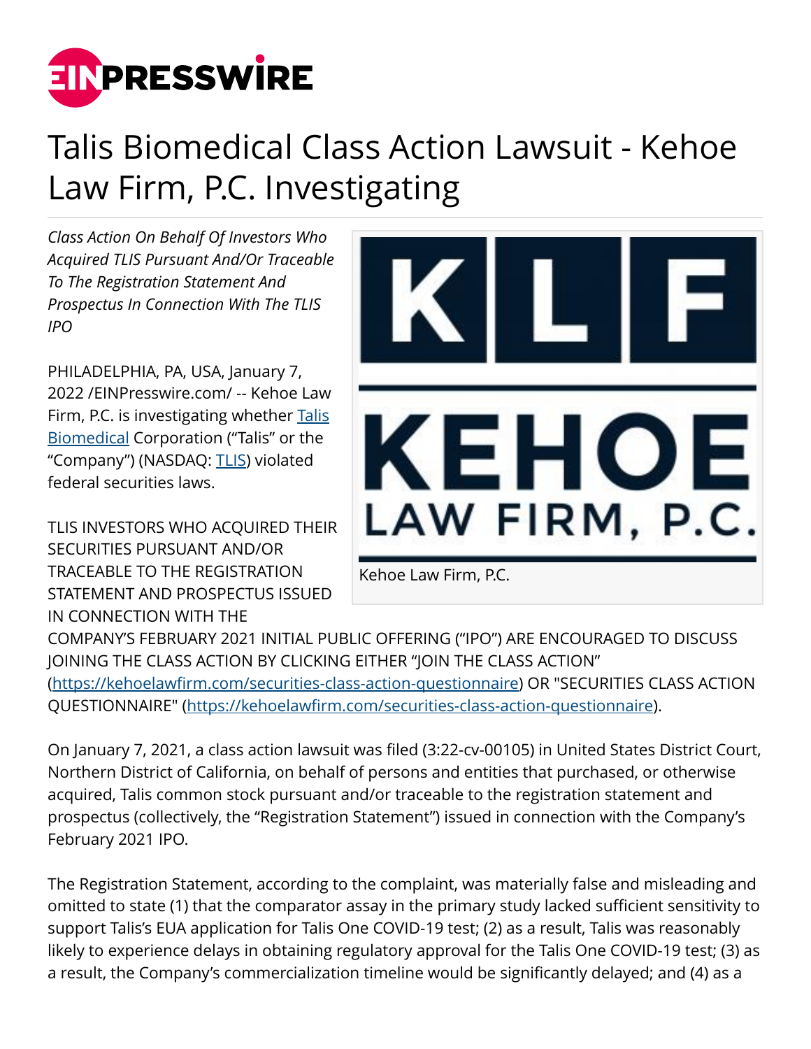# Talis Biomedical Class Action Lawsuit - Kehoe Law Firm, P.C. Investigating

*Class Action On Behalf Of Investors Who Acquired TLIS Pursuant And/Or Traceable To The Registration Statement And Prospectus In Connection With The TLIS IPO*

Kehoe Law Firm, P.C.

PHILADELPHIA, PA, USA, January 7, 2022 /EINPresswire.com/ -- Kehoe Law Firm, P.C. is investigating whether Talis Biomedical Corporation ("Talis" or the "Company") (NASDAQ: TLIS) violated federal securities laws.

TLIS INVESTORS WHO ACQUIRED THEIR SECURITIES PURSUANT AND/OR TRACEABLE TO THE REGISTRATION STATEMENT AND PROSPECTUS ISSUED IN CONNECTION WITH THE COMPANY'S FEBRUARY 2021 INITIAL PUBLIC OFFERING ("IPO") ARE ENCOURAGED TO DISCUSS JOINING THE CLASS ACTION BY CLICKING EITHER "JOIN THE CLASS ACTION" (https://kehoelawfirm.com/securities-class-action-questionnaire) OR "SECURITIES CLASS ACTION QUESTIONNAIRE" (https://kehoelawfirm.com/securities-class-action-questionnaire).

On January 7, 2021, a class action lawsuit was filed (3:22-cv-00105) in United States District Court, Northern District of California, on behalf of persons and entities that purchased, or otherwise acquired, Talis common stock pursuant and/or traceable to the registration statement and prospectus (collectively, the "Registration Statement") issued in connection with the Company's February 2021 IPO.

The Registration Statement, according to the complaint, was materially false and misleading and omitted to state (1) that the comparator assay in the primary study lacked sufficient sensitivity to support Talis's EUA application for Talis One COVID-19 test; (2) as a result, Talis was reasonably likely to experience delays in obtaining regulatory approval for the Talis One COVID-19 test; (3) as a result, the Company's commercialization timeline would be significantly delayed; and (4) as a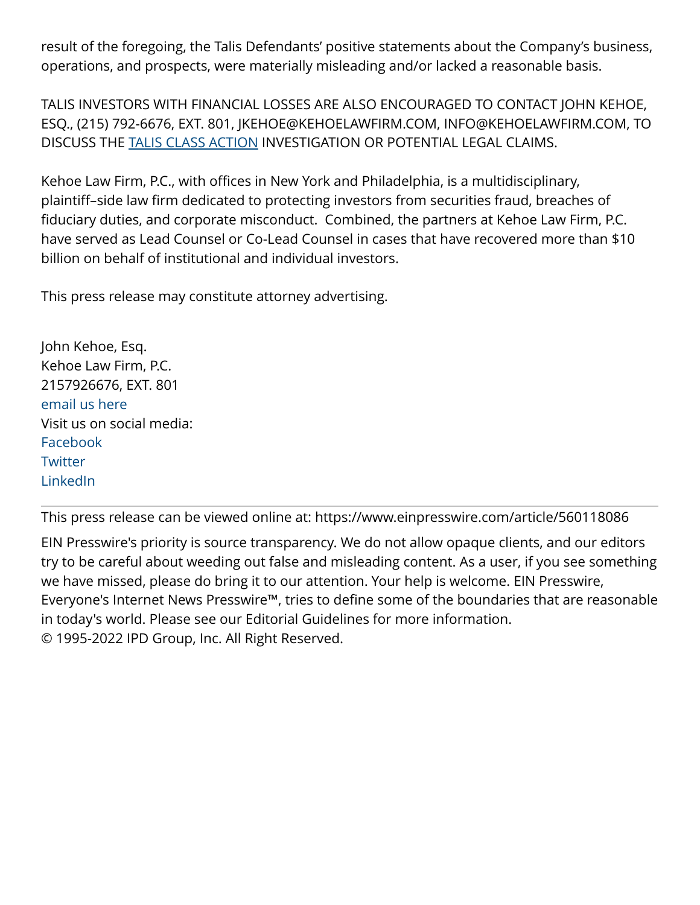result of the foregoing, the Talis Defendants' positive statements about the Company's business, operations, and prospects, were materially misleading and/or lacked a reasonable basis.

TALIS INVESTORS WITH FINANCIAL LOSSES ARE ALSO ENCOURAGED TO CONTACT JOHN KEHOE, ESQ., (215) 792-6676, EXT. 801, JKEHOE@KEHOELAWFIRM.COM, INFO@KEHOELAWFIRM.COM, TO DISCUSS THE TALIS CLASS ACTION INVESTIGATION OR POTENTIAL LEGAL CLAIMS.

Kehoe Law Firm, P.C., with offices in New York and Philadelphia, is a multidisciplinary, plaintiff–side law firm dedicated to protecting investors from securities fraud, breaches of fiduciary duties, and corporate misconduct. Combined, the partners at Kehoe Law Firm, P.C. have served as Lead Counsel or Co-Lead Counsel in cases that have recovered more than $10 billion on behalf of institutional and individual investors.

This press release may constitute attorney advertising.

John Kehoe, Esq.
Kehoe Law Firm, P.C.
2157926676, EXT. 801
email us here
Visit us on social media:
Facebook
Twitter
LinkedIn

---

This press release can be viewed online at: https://www.einpresswire.com/article/560118086

EIN Presswire's priority is source transparency. We do not allow opaque clients, and our editors try to be careful about weeding out false and misleading content. As a user, if you see something we have missed, please do bring it to our attention. Your help is welcome. EIN Presswire, Everyone's Internet News Presswire™, tries to define some of the boundaries that are reasonable in today's world. Please see our Editorial Guidelines for more information.
© 1995-2022 IPD Group, Inc. All Right Reserved.